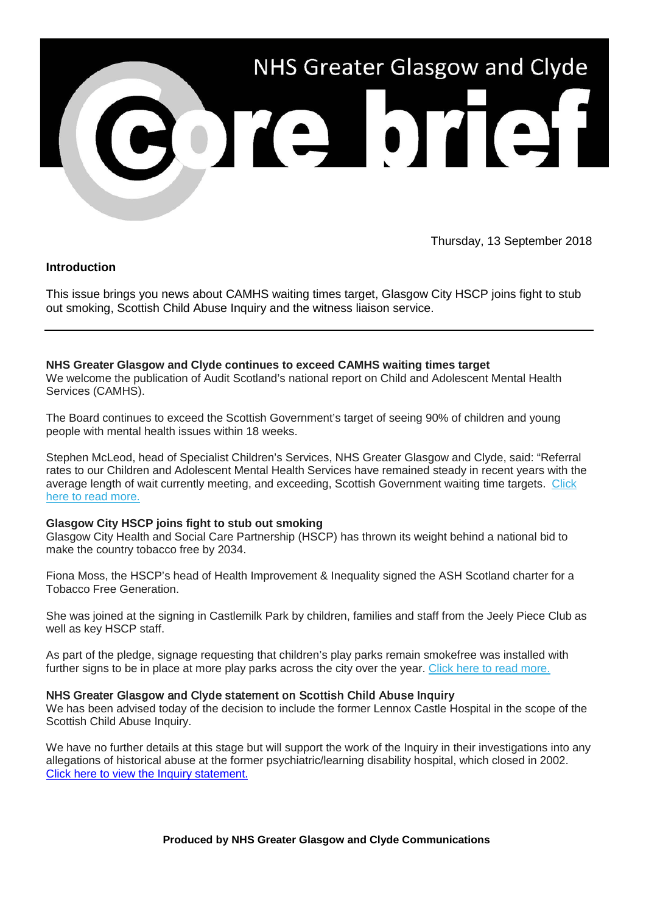# NHS Greater Glasgow and Clyde core brief

Thursday, 13 September 2018

**Introduction**

This issue brings you news about CAMHS waiting times target, Glasgow City HSCP joins fight to stub out smoking, Scottish Child Abuse Inquiry and the witness liaison service.

---

**NHS Greater Glasgow and Clyde continues to exceed CAMHS waiting times target**

We welcome the publication of Audit Scotland's national report on Child and Adolescent Mental Health Services (CAMHS).

The Board continues to exceed the Scottish Government's target of seeing 90% of children and young people with mental health issues within 18 weeks.

Stephen McLeod, head of Specialist Children's Services, NHS Greater Glasgow and Clyde, said: "Referral rates to our Children and Adolescent Mental Health Services have remained steady in recent years with the average length of wait currently meeting, and exceeding, Scottish Government waiting time targets. Click here to read more.

**Glasgow City HSCP joins fight to stub out smoking**

Glasgow City Health and Social Care Partnership (HSCP) has thrown its weight behind a national bid to make the country tobacco free by 2034.

Fiona Moss, the HSCP's head of Health Improvement & Inequality signed the ASH Scotland charter for a Tobacco Free Generation.

She was joined at the signing in Castlemilk Park by children, families and staff from the Jeely Piece Club as well as key HSCP staff.

As part of the pledge, signage requesting that children's play parks remain smokefree was installed with further signs to be in place at more play parks across the city over the year. Click here to read more.

NHS Greater Glasgow and Clyde statement on Scottish Child Abuse Inquiry

We has been advised today of the decision to include the former Lennox Castle Hospital in the scope of the Scottish Child Abuse Inquiry.

We have no further details at this stage but will support the work of the Inquiry in their investigations into any allegations of historical abuse at the former psychiatric/learning disability hospital, which closed in 2002. Click here to view the Inquiry statement.

**Produced by NHS Greater Glasgow and Clyde Communications**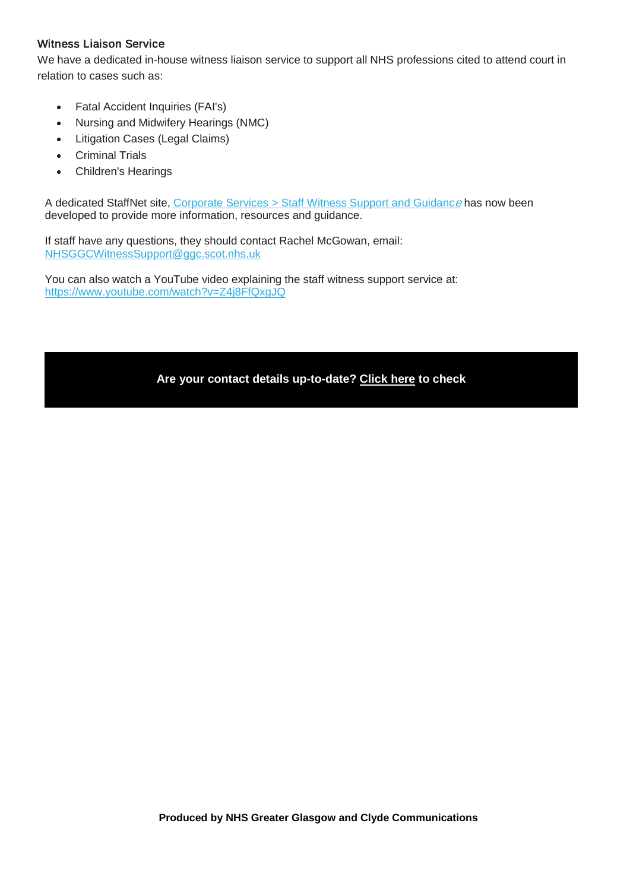### Witness Liaison Service

We have a dedicated in-house witness liaison service to support all NHS professions cited to attend court in relation to cases such as:

- Fatal Accident Inquiries (FAI's)
- Nursing and Midwifery Hearings (NMC)
- Litigation Cases (Legal Claims)
- Criminal Trials
- Children's Hearings

A dedicated StaffNet site, Corporate Services > Staff Witness Support and Guidance has now been developed to provide more information, resources and guidance.

If staff have any questions, they should contact Rachel McGowan, email: NHSGGCWitnessSupport@ggc.scot.nhs.uk

You can also watch a YouTube video explaining the staff witness support service at: https://www.youtube.com/watch?v=Z4j8FfQxgJQ

**Are your contact details up-to-date? Click here to check**

**Produced by NHS Greater Glasgow and Clyde Communications**